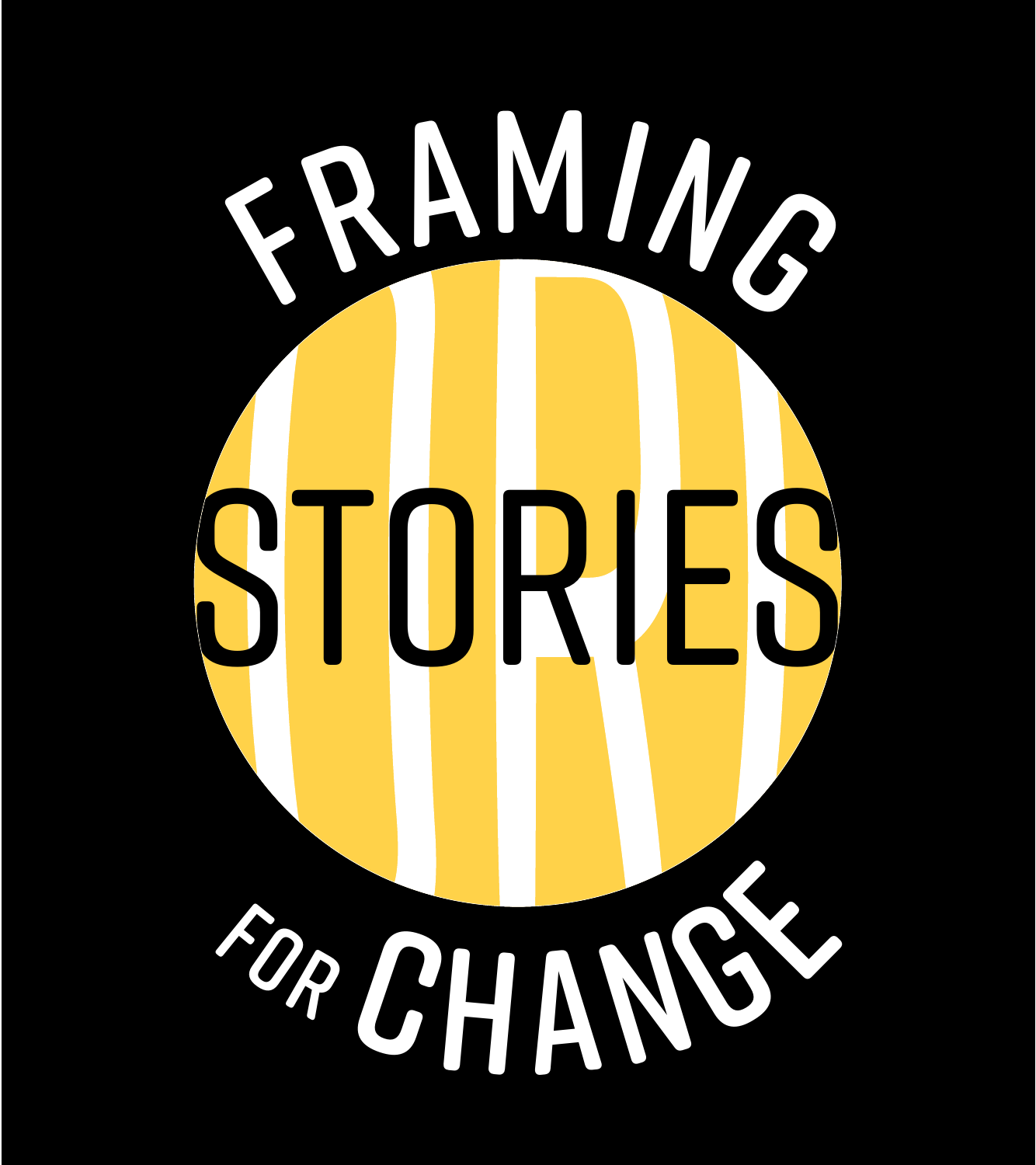# FRAMING STORIES FOR CHANGE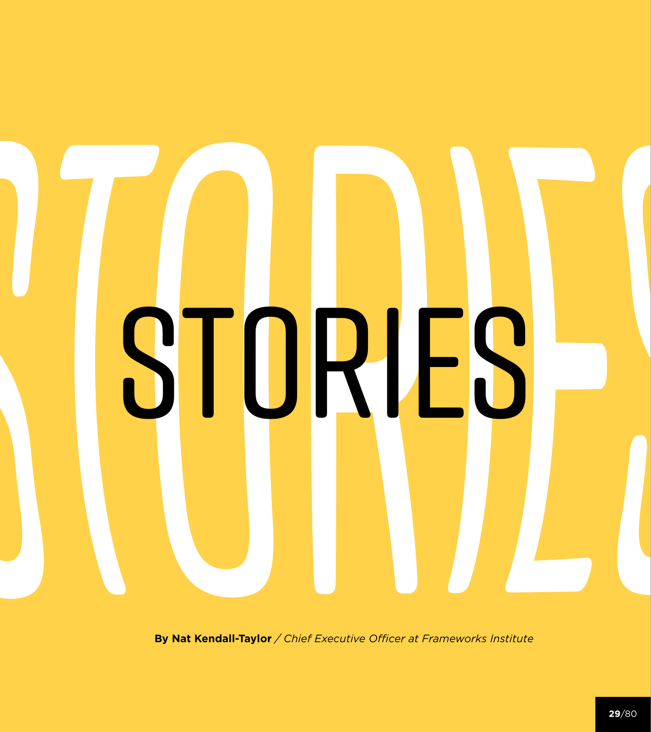# STORIES

**By Nat Kendall-Taylor** / *Chief Executive Officer at Frameworks Institute*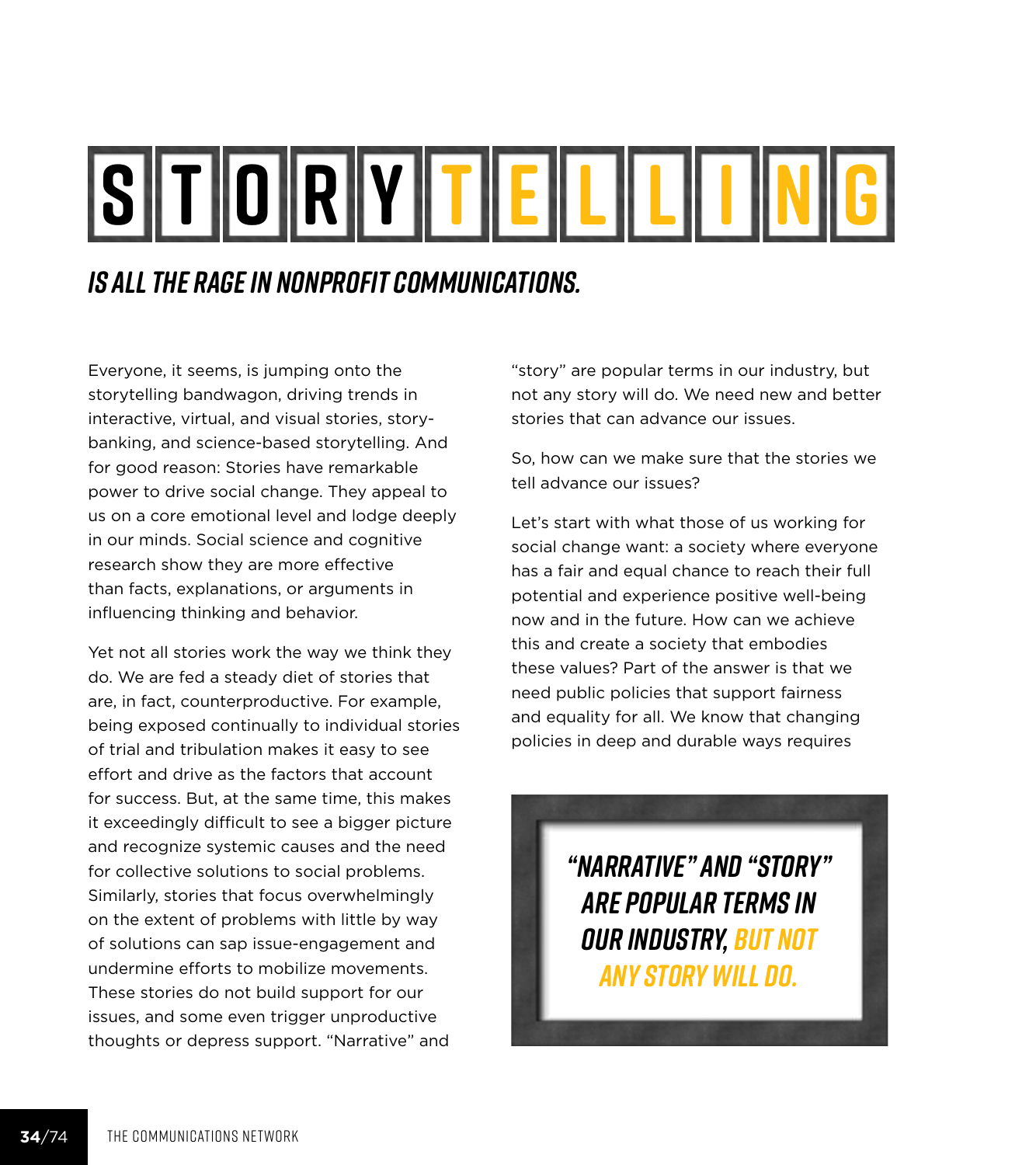# STORYTELLING

## IS ALL THE RAGE IN NONPROFIT COMMUNICATIONS.

Everyone, it seems, is jumping onto the storytelling bandwagon, driving trends in interactive, virtual, and visual stories, story-banking, and science-based storytelling. And for good reason: Stories have remarkable power to drive social change. They appeal to us on a core emotional level and lodge deeply in our minds. Social science and cognitive research show they are more effective than facts, explanations, or arguments in influencing thinking and behavior.

Yet not all stories work the way we think they do. We are fed a steady diet of stories that are, in fact, counterproductive. For example, being exposed continually to individual stories of trial and tribulation makes it easy to see effort and drive as the factors that account for success. But, at the same time, this makes it exceedingly difficult to see a bigger picture and recognize systemic causes and the need for collective solutions to social problems. Similarly, stories that focus overwhelmingly on the extent of problems with little by way of solutions can sap issue-engagement and undermine efforts to mobilize movements. These stories do not build support for our issues, and some even trigger unproductive thoughts or depress support. "Narrative" and "story" are popular terms in our industry, but not any story will do. We need new and better stories that can advance our issues.

So, how can we make sure that the stories we tell advance our issues?

Let's start with what those of us working for social change want: a society where everyone has a fair and equal chance to reach their full potential and experience positive well-being now and in the future. How can we achieve this and create a society that embodies these values? Part of the answer is that we need public policies that support fairness and equality for all. We know that changing policies in deep and durable ways requires

> **"NARRATIVE" AND "STORY" ARE POPULAR TERMS IN OUR INDUSTRY, BUT NOT ANY STORY WILL DO.**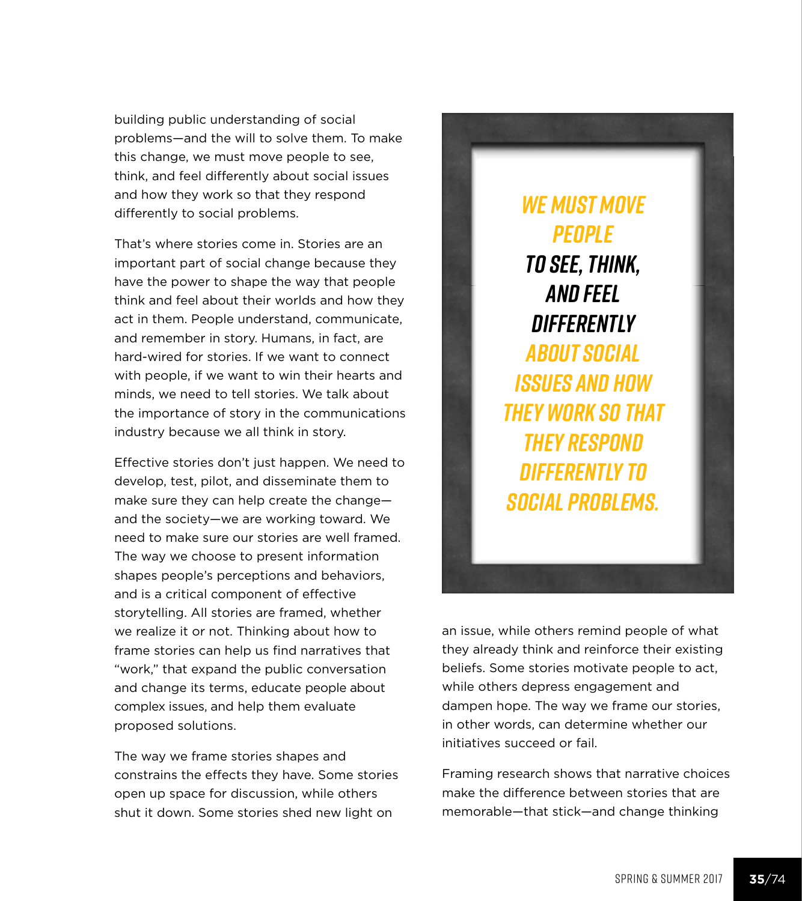building public understanding of social problems—and the will to solve them. To make this change, we must move people to see, think, and feel differently about social issues and how they work so that they respond differently to social problems.

That's where stories come in. Stories are an important part of social change because they have the power to shape the way that people think and feel about their worlds and how they act in them. People understand, communicate, and remember in story. Humans, in fact, are hard-wired for stories. If we want to connect with people, if we want to win their hearts and minds, we need to tell stories. We talk about the importance of story in the communications industry because we all think in story.

Effective stories don't just happen. We need to develop, test, pilot, and disseminate them to make sure they can help create the change—and the society—we are working toward. We need to make sure our stories are well framed. The way we choose to present information shapes people's perceptions and behaviors, and is a critical component of effective storytelling. All stories are framed, whether we realize it or not. Thinking about how to frame stories can help us find narratives that "work," that expand the public conversation and change its terms, educate people about complex issues, and help them evaluate proposed solutions.

> **WE MUST MOVE PEOPLE TO SEE, THINK, AND FEEL DIFFERENTLY ABOUT SOCIAL ISSUES AND HOW THEY WORK SO THAT THEY RESPOND DIFFERENTLY TO SOCIAL PROBLEMS.**

The way we frame stories shapes and constrains the effects they have. Some stories open up space for discussion, while others shut it down. Some stories shed new light on an issue, while others remind people of what they already think and reinforce their existing beliefs. Some stories motivate people to act, while others depress engagement and dampen hope. The way we frame our stories, in other words, can determine whether our initiatives succeed or fail.

Framing research shows that narrative choices make the difference between stories that are memorable—that stick—and change thinking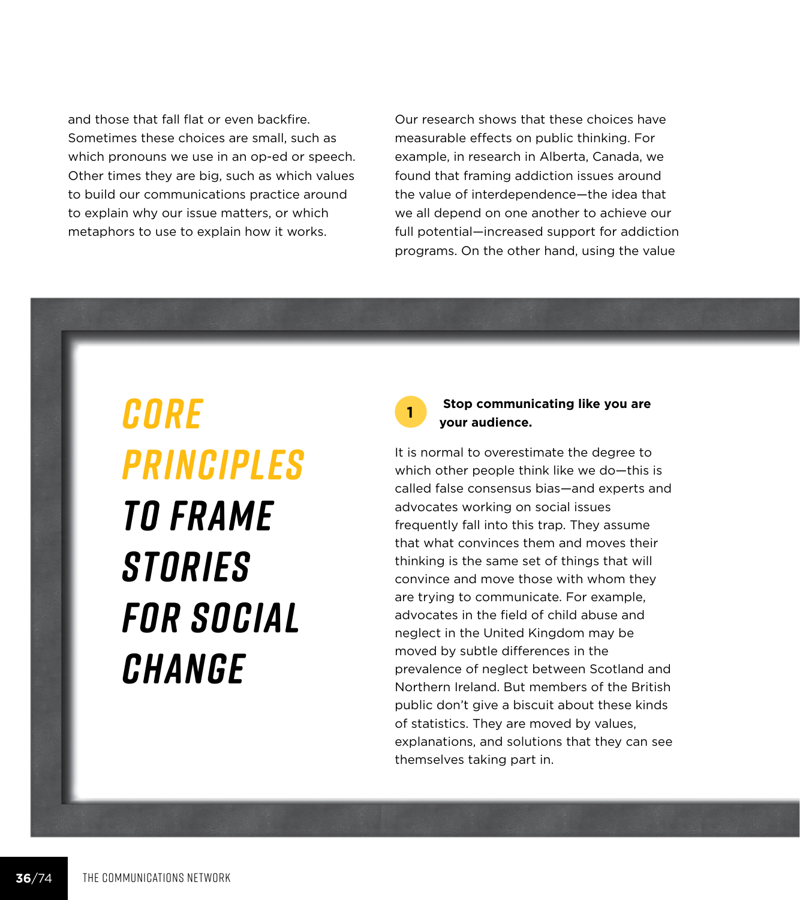and those that fall flat or even backfire. Sometimes these choices are small, such as which pronouns we use in an op-ed or speech. Other times they are big, such as which values to build our communications practice around to explain why our issue matters, or which metaphors to use to explain how it works.

Our research shows that these choices have measurable effects on public thinking. For example, in research in Alberta, Canada, we found that framing addiction issues around the value of interdependence—the idea that we all depend on one another to achieve our full potential—increased support for addiction programs. On the other hand, using the value

## CORE PRINCIPLES TO FRAME STORIES FOR SOCIAL CHANGE

**1 Stop communicating like you are your audience.**

It is normal to overestimate the degree to which other people think like we do—this is called false consensus bias—and experts and advocates working on social issues frequently fall into this trap. They assume that what convinces them and moves their thinking is the same set of things that will convince and move those with whom they are trying to communicate. For example, advocates in the field of child abuse and neglect in the United Kingdom may be moved by subtle differences in the prevalence of neglect between Scotland and Northern Ireland. But members of the British public don't give a biscuit about these kinds of statistics. They are moved by values, explanations, and solutions that they can see themselves taking part in.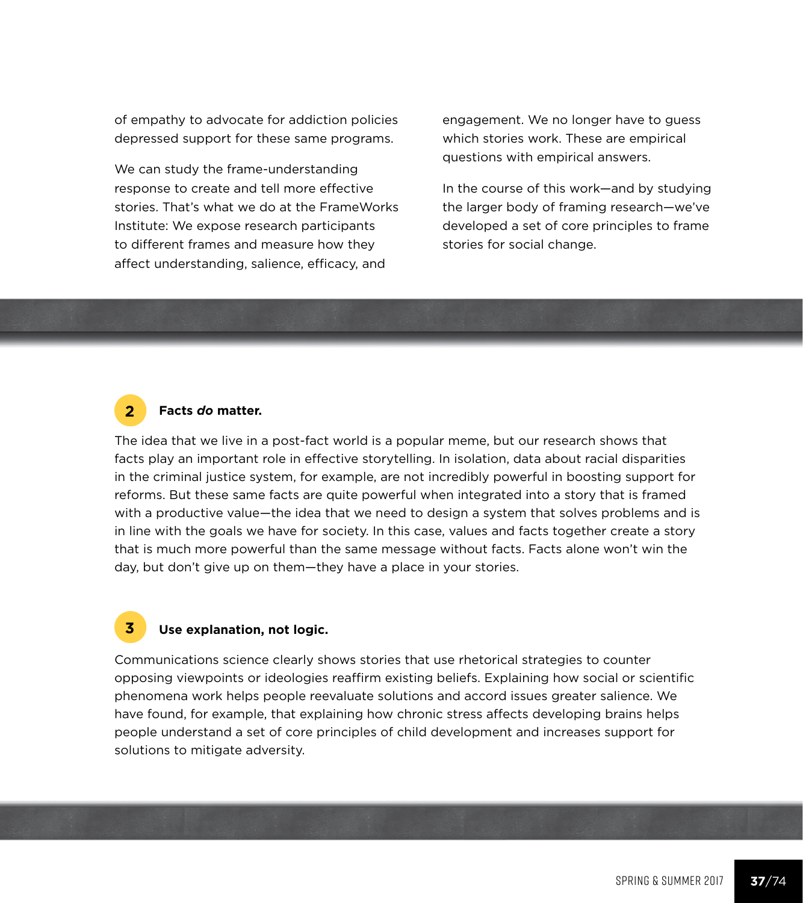of empathy to advocate for addiction policies depressed support for these same programs.

We can study the frame-understanding response to create and tell more effective stories. That's what we do at the FrameWorks Institute: We expose research participants to different frames and measure how they affect understanding, salience, efficacy, and engagement. We no longer have to guess which stories work. These are empirical questions with empirical answers.

In the course of this work—and by studying the larger body of framing research—we've developed a set of core principles to frame stories for social change.

### 2 Facts *do* matter.

The idea that we live in a post-fact world is a popular meme, but our research shows that facts play an important role in effective storytelling. In isolation, data about racial disparities in the criminal justice system, for example, are not incredibly powerful in boosting support for reforms. But these same facts are quite powerful when integrated into a story that is framed with a productive value—the idea that we need to design a system that solves problems and is in line with the goals we have for society. In this case, values and facts together create a story that is much more powerful than the same message without facts. Facts alone won't win the day, but don't give up on them—they have a place in your stories.

### 3 Use explanation, not logic.

Communications science clearly shows stories that use rhetorical strategies to counter opposing viewpoints or ideologies reaffirm existing beliefs. Explaining how social or scientific phenomena work helps people reevaluate solutions and accord issues greater salience. We have found, for example, that explaining how chronic stress affects developing brains helps people understand a set of core principles of child development and increases support for solutions to mitigate adversity.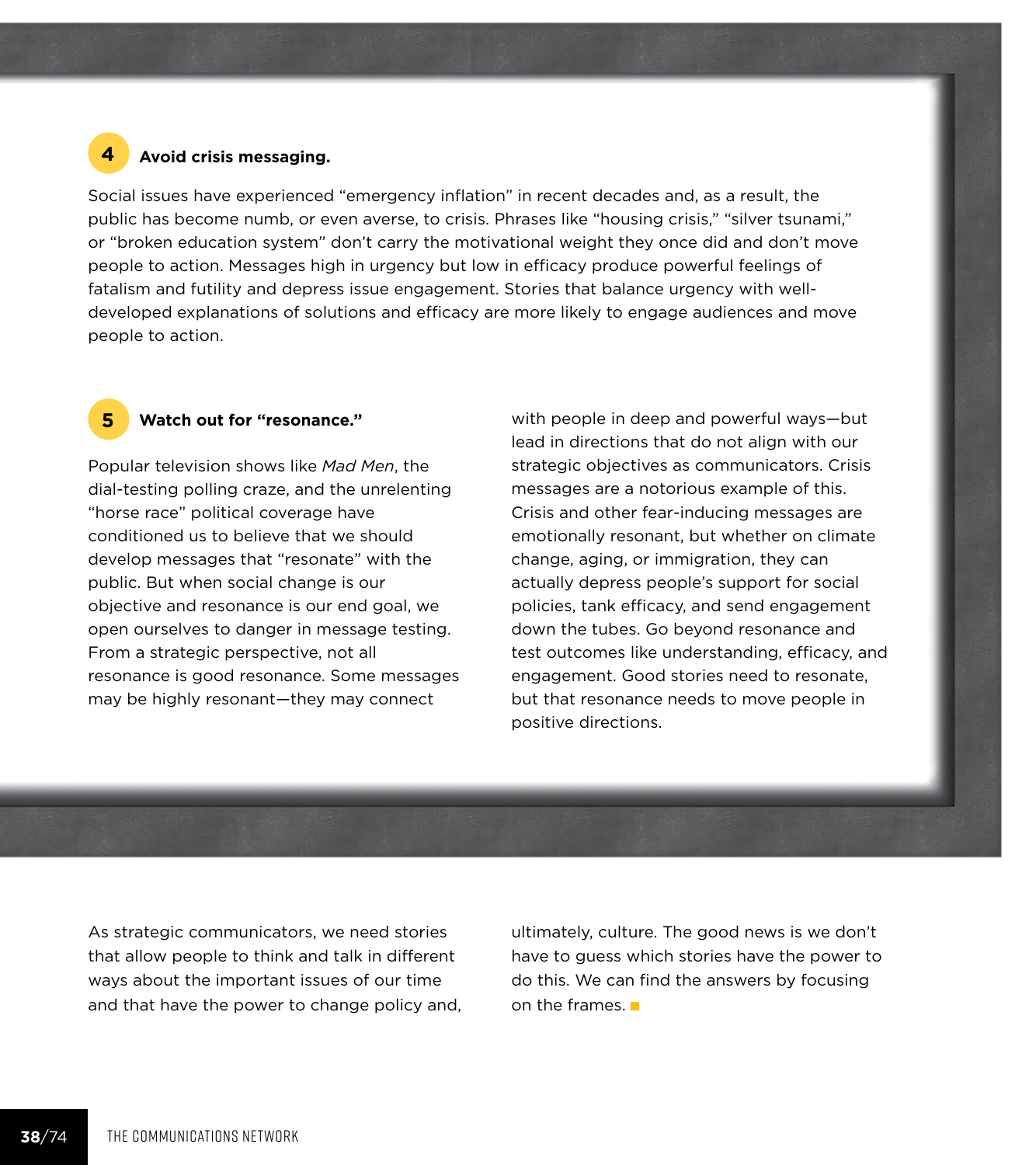### 4 Avoid crisis messaging.

Social issues have experienced "emergency inflation" in recent decades and, as a result, the public has become numb, or even averse, to crisis. Phrases like "housing crisis," "silver tsunami," or "broken education system" don't carry the motivational weight they once did and don't move people to action. Messages high in urgency but low in efficacy produce powerful feelings of fatalism and futility and depress issue engagement. Stories that balance urgency with well-developed explanations of solutions and efficacy are more likely to engage audiences and move people to action.

### 5 Watch out for "resonance."

Popular television shows like *Mad Men*, the dial-testing polling craze, and the unrelenting "horse race" political coverage have conditioned us to believe that we should develop messages that "resonate" with the public. But when social change is our objective and resonance is our end goal, we open ourselves to danger in message testing. From a strategic perspective, not all resonance is good resonance. Some messages may be highly resonant—they may connect with people in deep and powerful ways—but lead in directions that do not align with our strategic objectives as communicators. Crisis messages are a notorious example of this. Crisis and other fear-inducing messages are emotionally resonant, but whether on climate change, aging, or immigration, they can actually depress people's support for social policies, tank efficacy, and send engagement down the tubes. Go beyond resonance and test outcomes like understanding, efficacy, and engagement. Good stories need to resonate, but that resonance needs to move people in positive directions.

As strategic communicators, we need stories that allow people to think and talk in different ways about the important issues of our time and that have the power to change policy and, ultimately, culture. The good news is we don't have to guess which stories have the power to do this. We can find the answers by focusing on the frames.